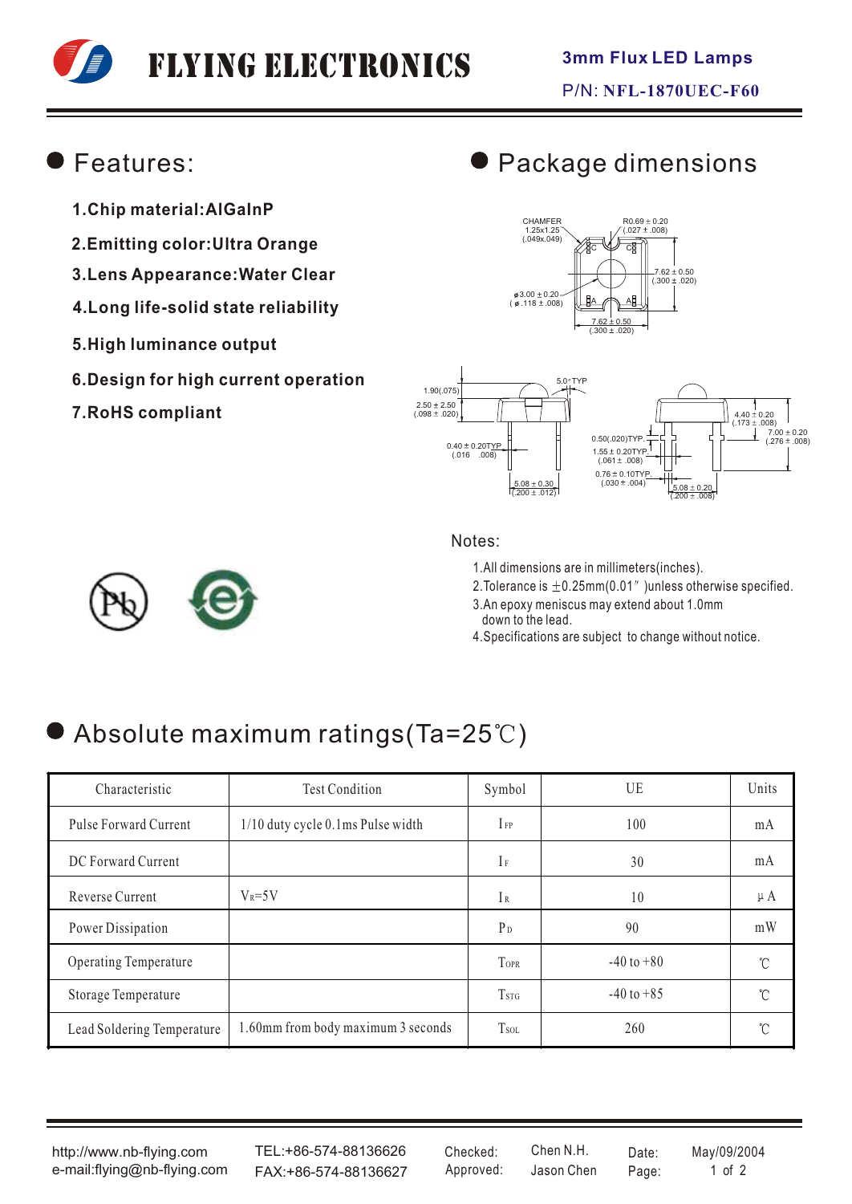# FLYING ELECTRONICS

**3mm Flux LED Lamps**

P/N: **NFL-1870UEC-F60**

## Features:

1. **Chip material:AlGaInP**
2. **Emitting color:Ultra Orange**
3. **Lens Appearance:Water Clear**
4. **Long life-solid state reliability**
5. **High luminance output**
6. **Design for high current operation**
7. **RoHS compliant**

## Package dimensions

Notes:

1. All dimensions are in millimeters(inches).
2. Tolerance is ±0.25mm(0.01″ )unless otherwise specified.
3. An epoxy meniscus may extend about 1.0mm down to the lead.
4. Specifications are subject to change without notice.

## Absolute maximum ratings(Ta=25℃)

| Characteristic | Test Condition | Symbol | UE | Units |
|---|---|---|---|---|
| Pulse Forward Current | 1/10 duty cycle 0.1ms Pulse width | $I_{FP}$ | 100 | mA |
| DC Forward Current | | $I_F$ | 30 | mA |
| Reverse Current | $V_R$=5V | $I_R$ | 10 | μA |
| Power Dissipation | | $P_D$ | 90 | mW |
| Operating Temperature | | $T_{OPR}$ | -40 to +80 | ℃ |
| Storage Temperature | | $T_{STG}$ | -40 to +85 | ℃ |
| Lead Soldering Temperature | 1.60mm from body maximum 3 seconds | $T_{SOL}$ | 260 | ℃ |

http://www.nb-flying.com
e-mail:flying@nb-flying.com

TEL:+86-574-88136626
FAX:+86-574-88136627

Checked: Chen N.H.
Approved: Jason Chen

Date: May/09/2004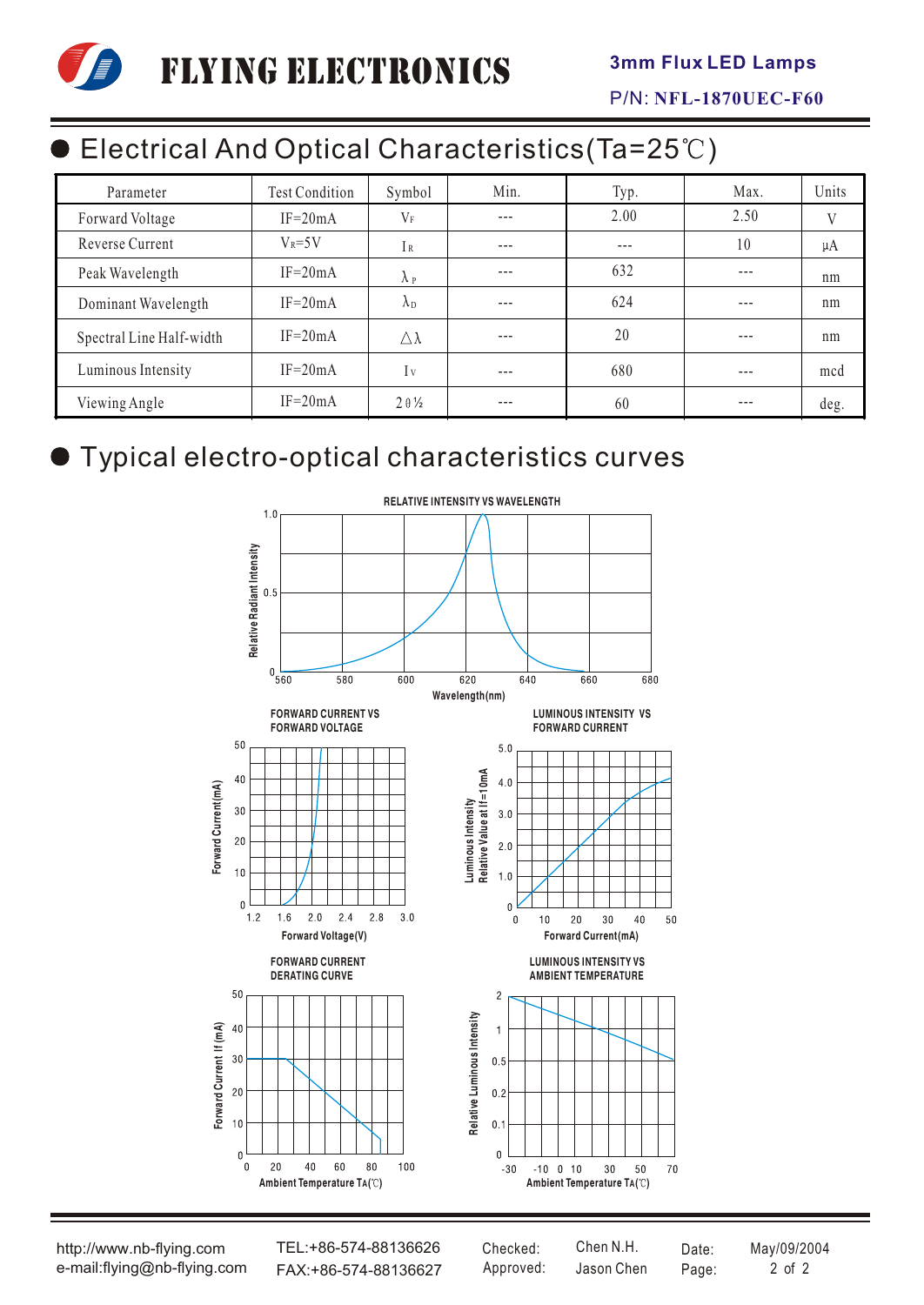# Electrical And Optical Characteristics(Ta=25℃)

| Parameter | Test Condition | Symbol | Min. | Typ. | Max. | Units |
|---|---|---|---|---|---|---|
| Forward Voltage | IF=20mA | $V_F$ | --- | 2.00 | 2.50 | V |
| Reverse Current | $V_R$=5V | $I_R$ | --- | --- | 10 | μA |
| Peak Wavelength | IF=20mA | $\lambda_P$ | --- | 632 | --- | nm |
| Dominant Wavelength | IF=20mA | $\lambda_D$ | --- | 624 | --- | nm |
| Spectral Line Half-width | IF=20mA | $\triangle\lambda$ | --- | 20 | --- | nm |
| Luminous Intensity | IF=20mA | $I_V$ | --- | 680 | --- | mcd |
| Viewing Angle | IF=20mA | $2\theta½$ | --- | 60 | --- | deg. |

# Typical electro-optical characteristics curves

RELATIVE INTENSITY VS WAVELENGTH

Relative Radiant Intensity

1.0
0.5
0

560 580 600 620 640 660 680

Wavelength(nm)

FORWARD CURRENT VS FORWARD VOLTAGE

Forward Current(mA)

50 40 30 20 10 0

1.2 1.6 2.0 2.4 2.8 3.0

Forward Voltage(V)

LUMINOUS INTENSITY VS FORWARD CURRENT

Luminous Intensity Relative Value at If=10mA

5.0 4.0 3.0 2.0 1.0 0

0 10 20 30 40 50

Forward Current(mA)

FORWARD CURRENT DERATING CURVE

Forward Current If (mA)

50 40 30 20 10 0

0 20 40 60 80 100

Ambient Temperature TA(℃)

LUMINOUS INTENSITY VS AMBIENT TEMPERATURE

Relative Luminous Intensity

2 1 0.5 0.2 0.1 0

-30 -10 0 10 30 50 70

Ambient Temperature TA(℃)

http://www.nb-flying.com
e-mail:flying@nb-flying.com

TEL:+86-574-88136626
FAX:+86-574-88136627

Checked: Chen N.H.
Approved: Jason Chen

Date: May/09/2004